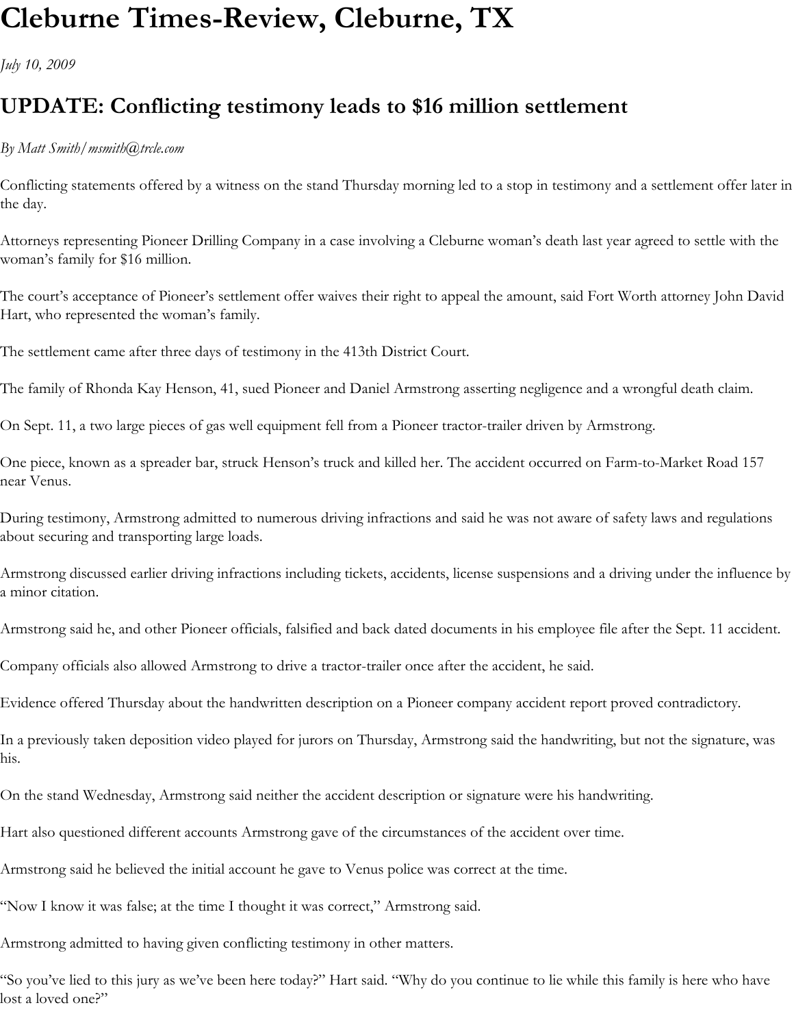# Cleburne Times-Review, Cleburne, TX

*July 10, 2009*

## UPDATE: Conflicting testimony leads to $16 million settlement

*By Matt Smith/msmith@trcle.com*

Conflicting statements offered by a witness on the stand Thursday morning led to a stop in testimony and a settlement offer later in the day.

Attorneys representing Pioneer Drilling Company in a case involving a Cleburne woman's death last year agreed to settle with the woman's family for $16 million.

The court's acceptance of Pioneer's settlement offer waives their right to appeal the amount, said Fort Worth attorney John David Hart, who represented the woman's family.

The settlement came after three days of testimony in the 413th District Court.

The family of Rhonda Kay Henson, 41, sued Pioneer and Daniel Armstrong asserting negligence and a wrongful death claim.

On Sept. 11, a two large pieces of gas well equipment fell from a Pioneer tractor-trailer driven by Armstrong.

One piece, known as a spreader bar, struck Henson's truck and killed her. The accident occurred on Farm-to-Market Road 157 near Venus.

During testimony, Armstrong admitted to numerous driving infractions and said he was not aware of safety laws and regulations about securing and transporting large loads.

Armstrong discussed earlier driving infractions including tickets, accidents, license suspensions and a driving under the influence by a minor citation.

Armstrong said he, and other Pioneer officials, falsified and back dated documents in his employee file after the Sept. 11 accident.

Company officials also allowed Armstrong to drive a tractor-trailer once after the accident, he said.

Evidence offered Thursday about the handwritten description on a Pioneer company accident report proved contradictory.

In a previously taken deposition video played for jurors on Thursday, Armstrong said the handwriting, but not the signature, was his.

On the stand Wednesday, Armstrong said neither the accident description or signature were his handwriting.

Hart also questioned different accounts Armstrong gave of the circumstances of the accident over time.

Armstrong said he believed the initial account he gave to Venus police was correct at the time.

"Now I know it was false; at the time I thought it was correct," Armstrong said.

Armstrong admitted to having given conflicting testimony in other matters.

"So you've lied to this jury as we've been here today?" Hart said. "Why do you continue to lie while this family is here who have lost a loved one?"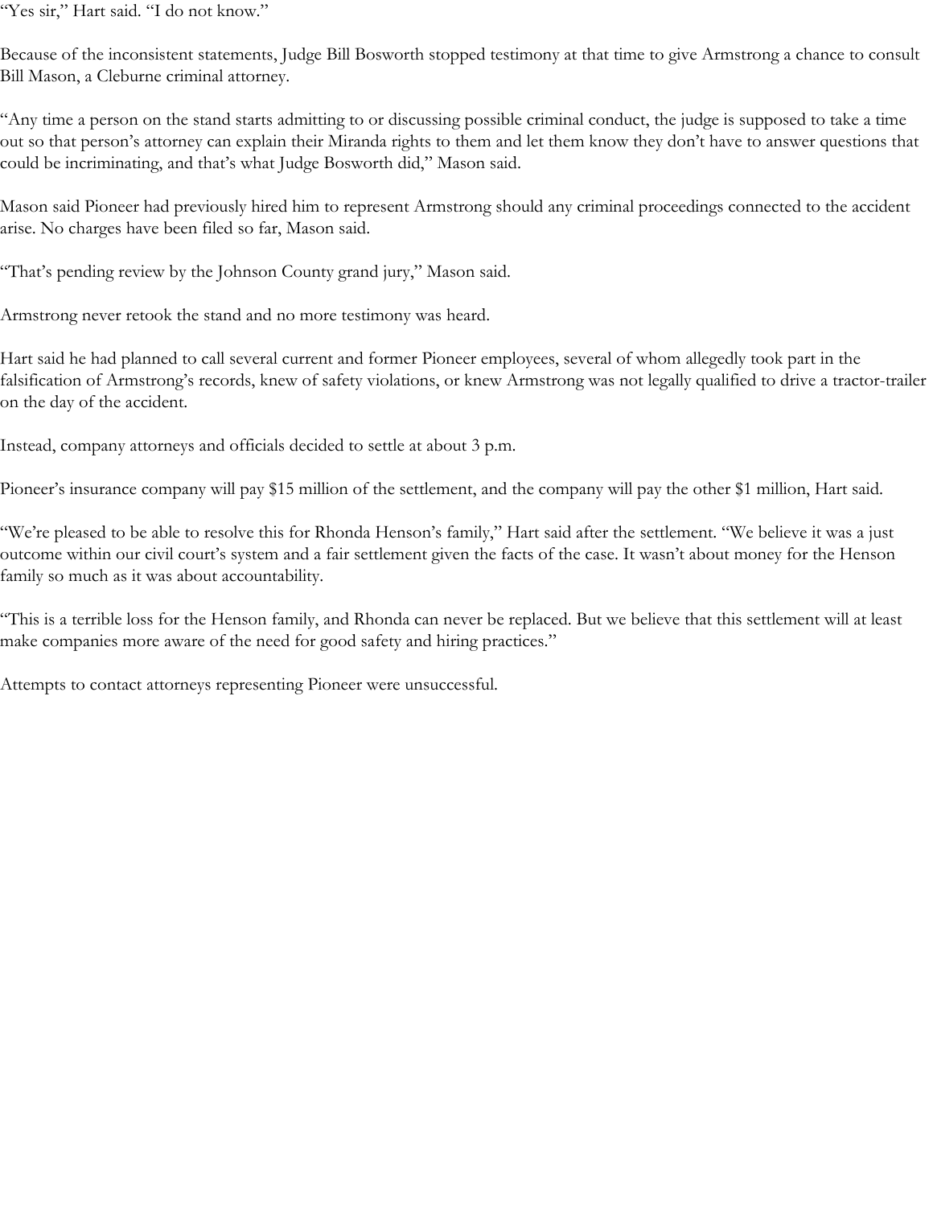"Yes sir," Hart said. "I do not know."

Because of the inconsistent statements, Judge Bill Bosworth stopped testimony at that time to give Armstrong a chance to consult Bill Mason, a Cleburne criminal attorney.

"Any time a person on the stand starts admitting to or discussing possible criminal conduct, the judge is supposed to take a time out so that person's attorney can explain their Miranda rights to them and let them know they don't have to answer questions that could be incriminating, and that's what Judge Bosworth did," Mason said.

Mason said Pioneer had previously hired him to represent Armstrong should any criminal proceedings connected to the accident arise. No charges have been filed so far, Mason said.

"That's pending review by the Johnson County grand jury," Mason said.

Armstrong never retook the stand and no more testimony was heard.

Hart said he had planned to call several current and former Pioneer employees, several of whom allegedly took part in the falsification of Armstrong's records, knew of safety violations, or knew Armstrong was not legally qualified to drive a tractor-trailer on the day of the accident.

Instead, company attorneys and officials decided to settle at about 3 p.m.

Pioneer's insurance company will pay $15 million of the settlement, and the company will pay the other $1 million, Hart said.

"We're pleased to be able to resolve this for Rhonda Henson's family," Hart said after the settlement. "We believe it was a just outcome within our civil court's system and a fair settlement given the facts of the case. It wasn't about money for the Henson family so much as it was about accountability.

"This is a terrible loss for the Henson family, and Rhonda can never be replaced. But we believe that this settlement will at least make companies more aware of the need for good safety and hiring practices."

Attempts to contact attorneys representing Pioneer were unsuccessful.